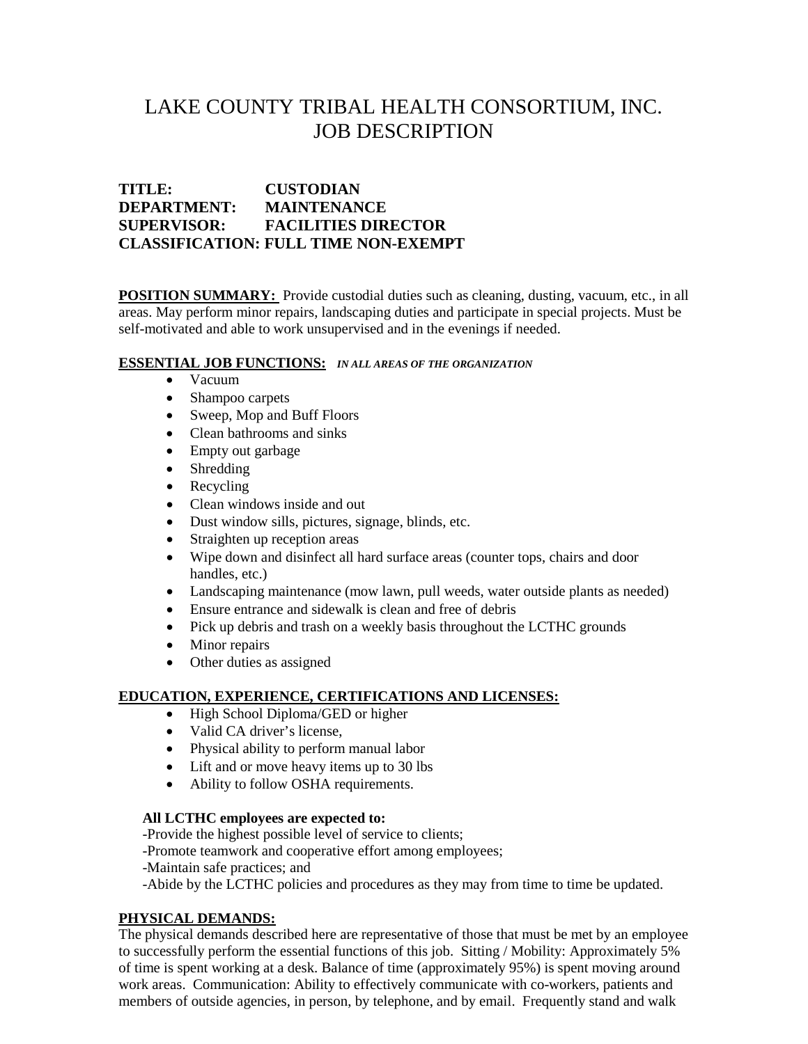# LAKE COUNTY TRIBAL HEALTH CONSORTIUM, INC.
# JOB DESCRIPTION

**TITLE:** CUSTODIAN
**DEPARTMENT:** MAINTENANCE
**SUPERVISOR:** FACILITIES DIRECTOR
**CLASSIFICATION:** FULL TIME NON-EXEMPT

**POSITION SUMMARY:** Provide custodial duties such as cleaning, dusting, vacuum, etc., in all areas. May perform minor repairs, landscaping duties and participate in special projects. Must be self-motivated and able to work unsupervised and in the evenings if needed.

**ESSENTIAL JOB FUNCTIONS:** ***IN ALL AREAS OF THE ORGANIZATION***

- Vacuum
- Shampoo carpets
- Sweep, Mop and Buff Floors
- Clean bathrooms and sinks
- Empty out garbage
- Shredding
- Recycling
- Clean windows inside and out
- Dust window sills, pictures, signage, blinds, etc.
- Straighten up reception areas
- Wipe down and disinfect all hard surface areas (counter tops, chairs and door handles, etc.)
- Landscaping maintenance (mow lawn, pull weeds, water outside plants as needed)
- Ensure entrance and sidewalk is clean and free of debris
- Pick up debris and trash on a weekly basis throughout the LCTHC grounds
- Minor repairs
- Other duties as assigned

**EDUCATION, EXPERIENCE, CERTIFICATIONS AND LICENSES:**

- High School Diploma/GED or higher
- Valid CA driver's license,
- Physical ability to perform manual labor
- Lift and or move heavy items up to 30 lbs
- Ability to follow OSHA requirements.

**All LCTHC employees are expected to:**

-Provide the highest possible level of service to clients;
-Promote teamwork and cooperative effort among employees;
-Maintain safe practices; and
-Abide by the LCTHC policies and procedures as they may from time to time be updated.

**PHYSICAL DEMANDS:**

The physical demands described here are representative of those that must be met by an employee to successfully perform the essential functions of this job. Sitting / Mobility: Approximately 5% of time is spent working at a desk. Balance of time (approximately 95%) is spent moving around work areas. Communication: Ability to effectively communicate with co-workers, patients and members of outside agencies, in person, by telephone, and by email. Frequently stand and walk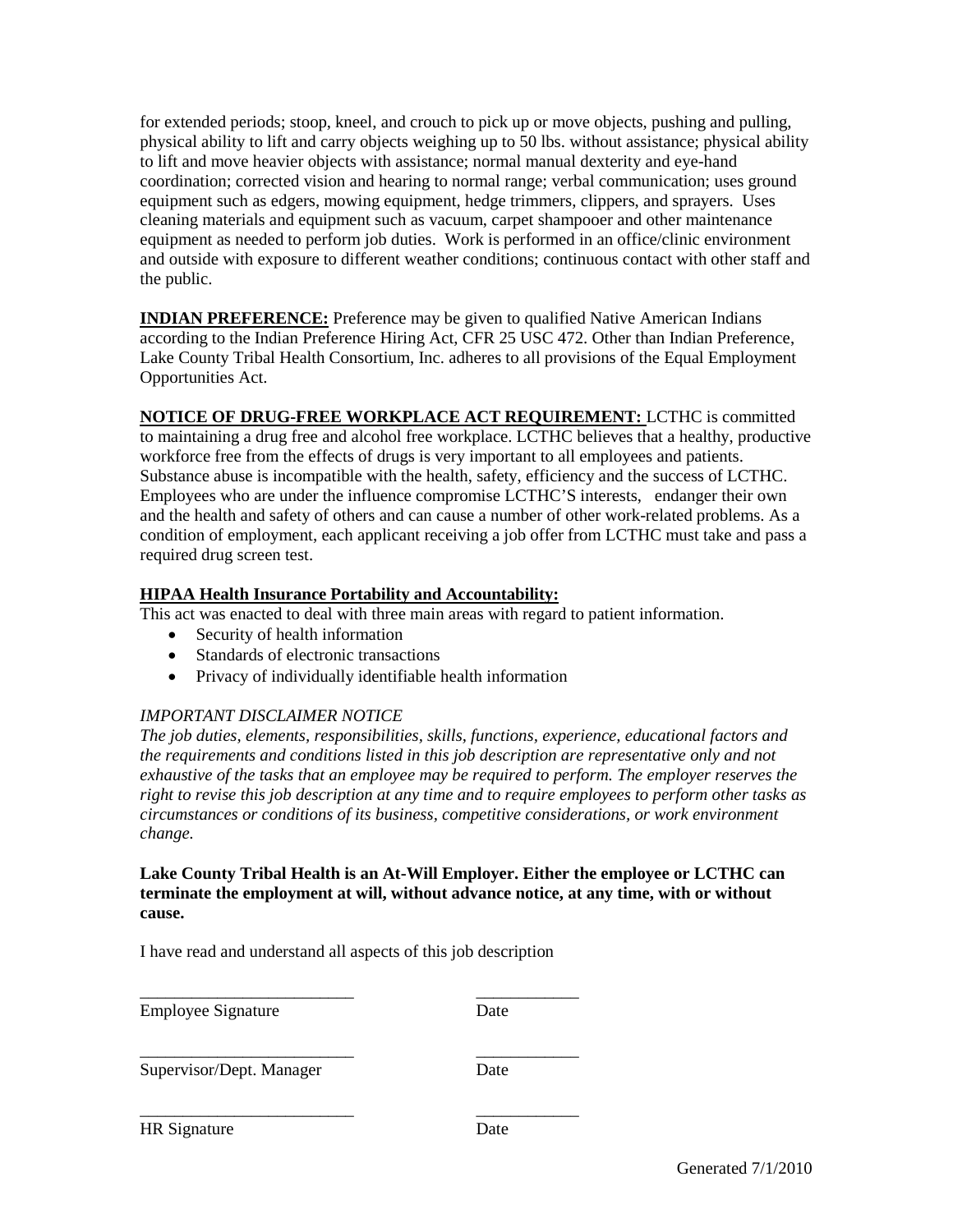for extended periods; stoop, kneel, and crouch to pick up or move objects, pushing and pulling, physical ability to lift and carry objects weighing up to 50 lbs. without assistance; physical ability to lift and move heavier objects with assistance; normal manual dexterity and eye-hand coordination; corrected vision and hearing to normal range; verbal communication; uses ground equipment such as edgers, mowing equipment, hedge trimmers, clippers, and sprayers. Uses cleaning materials and equipment such as vacuum, carpet shampooer and other maintenance equipment as needed to perform job duties. Work is performed in an office/clinic environment and outside with exposure to different weather conditions; continuous contact with other staff and the public.

**INDIAN PREFERENCE:** Preference may be given to qualified Native American Indians according to the Indian Preference Hiring Act, CFR 25 USC 472. Other than Indian Preference, Lake County Tribal Health Consortium, Inc. adheres to all provisions of the Equal Employment Opportunities Act.

**NOTICE OF DRUG-FREE WORKPLACE ACT REQUIREMENT:** LCTHC is committed to maintaining a drug free and alcohol free workplace. LCTHC believes that a healthy, productive workforce free from the effects of drugs is very important to all employees and patients. Substance abuse is incompatible with the health, safety, efficiency and the success of LCTHC. Employees who are under the influence compromise LCTHC'S interests, endanger their own and the health and safety of others and can cause a number of other work-related problems. As a condition of employment, each applicant receiving a job offer from LCTHC must take and pass a required drug screen test.

**HIPAA Health Insurance Portability and Accountability:**

This act was enacted to deal with three main areas with regard to patient information.

- Security of health information
- Standards of electronic transactions
- Privacy of individually identifiable health information

*IMPORTANT DISCLAIMER NOTICE*

*The job duties, elements, responsibilities, skills, functions, experience, educational factors and the requirements and conditions listed in this job description are representative only and not exhaustive of the tasks that an employee may be required to perform. The employer reserves the right to revise this job description at any time and to require employees to perform other tasks as circumstances or conditions of its business, competitive considerations, or work environment change.*

**Lake County Tribal Health is an At-Will Employer. Either the employee or LCTHC can terminate the employment at will, without advance notice, at any time, with or without cause.**

I have read and understand all aspects of this job description

_________________________ ____________

Employee Signature Date

_________________________ ____________

Supervisor/Dept. Manager Date

_________________________ ____________

HR Signature Date

Generated 7/1/2010